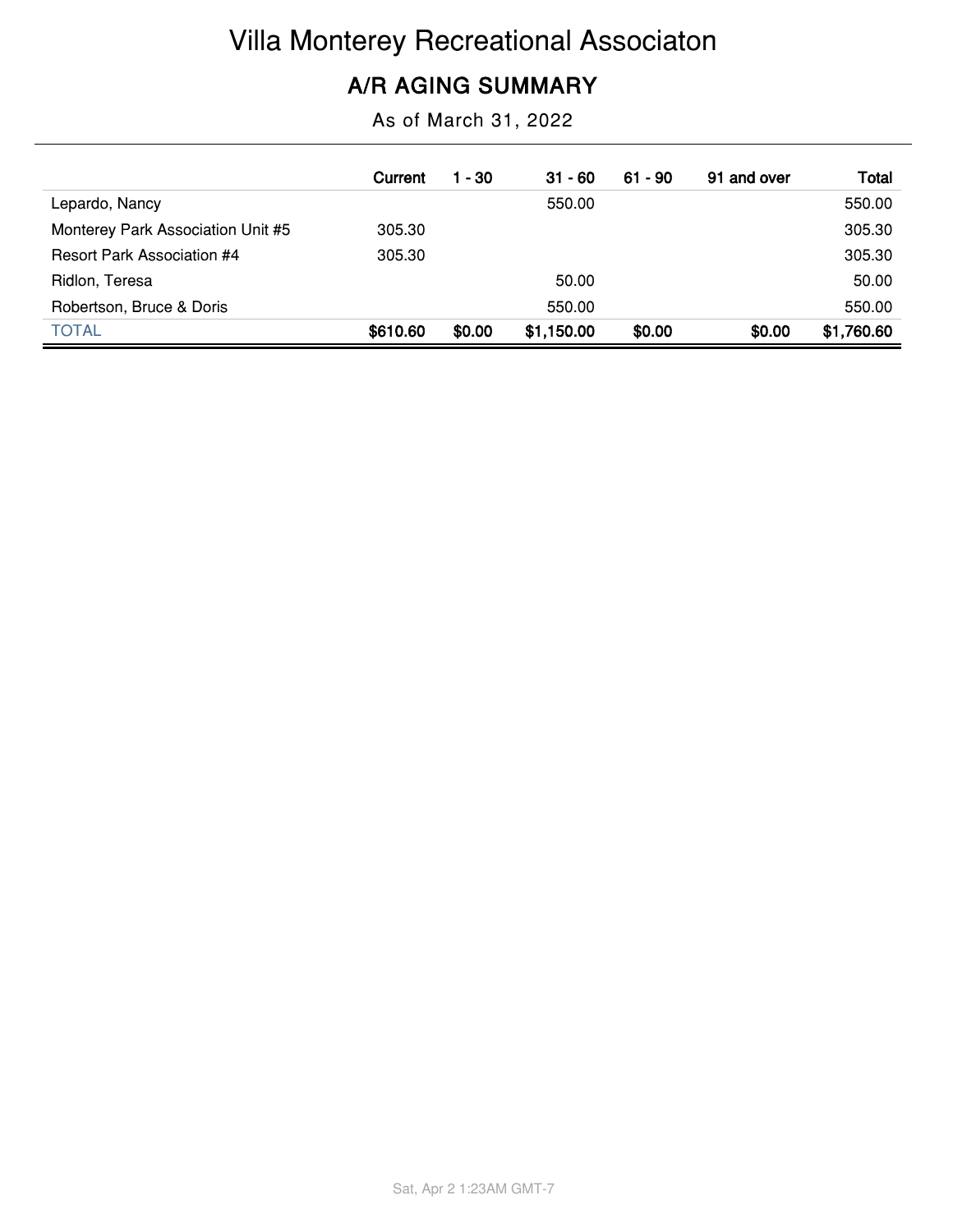# Villa Monterey Recreational Associaton

## A/R AGING SUMMARY

As of March 31, 2022

| | Current | 1 - 30 | 31 - 60 | 61 - 90 | 91 and over | Total |
|---|---|---|---|---|---|---|
| Lepardo, Nancy | | | 550.00 | | | 550.00 |
| Monterey Park Association Unit #5 | 305.30 | | | | | 305.30 |
| Resort Park Association #4 | 305.30 | | | | | 305.30 |
| Ridlon, Teresa | | | 50.00 | | | 50.00 |
| Robertson, Bruce & Doris | | | 550.00 | | | 550.00 |
| TOTAL | **$610.60** | **$0.00** | **$1,150.00** | **$0.00** | **$0.00** | **$1,760.60** |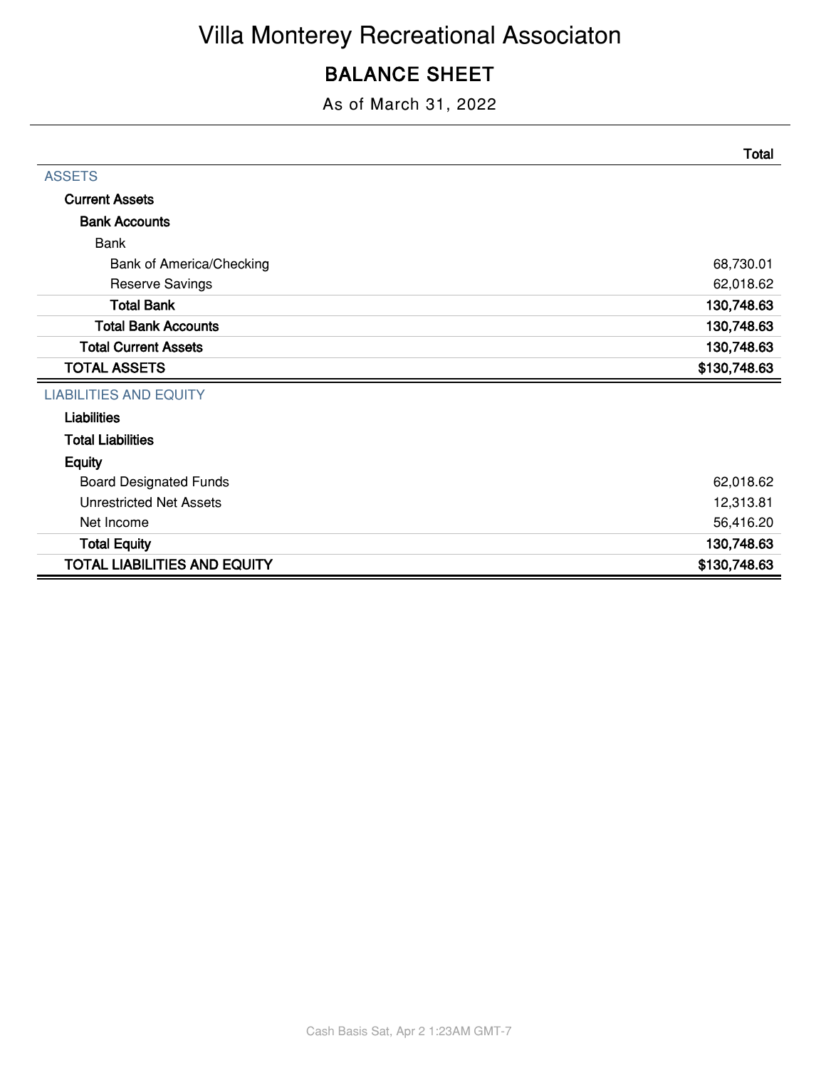# Villa Monterey Recreational Associaton

## BALANCE SHEET

As of March 31, 2022

| | Total |
|---|---|
| ASSETS | |
| **Current Assets** | |
| **Bank Accounts** | |
| Bank | |
| Bank of America/Checking | 68,730.01 |
| Reserve Savings | 62,018.62 |
| **Total Bank** | **130,748.63** |
| **Total Bank Accounts** | **130,748.63** |
| **Total Current Assets** | **130,748.63** |
| **TOTAL ASSETS** | **$130,748.63** |
| LIABILITIES AND EQUITY | |
| **Liabilities** | |
| **Total Liabilities** | |
| **Equity** | |
| Board Designated Funds | 62,018.62 |
| Unrestricted Net Assets | 12,313.81 |
| Net Income | 56,416.20 |
| **Total Equity** | **130,748.63** |
| **TOTAL LIABILITIES AND EQUITY** | **$130,748.63** |

Cash Basis Sat, Apr 2 1:23AM GMT-7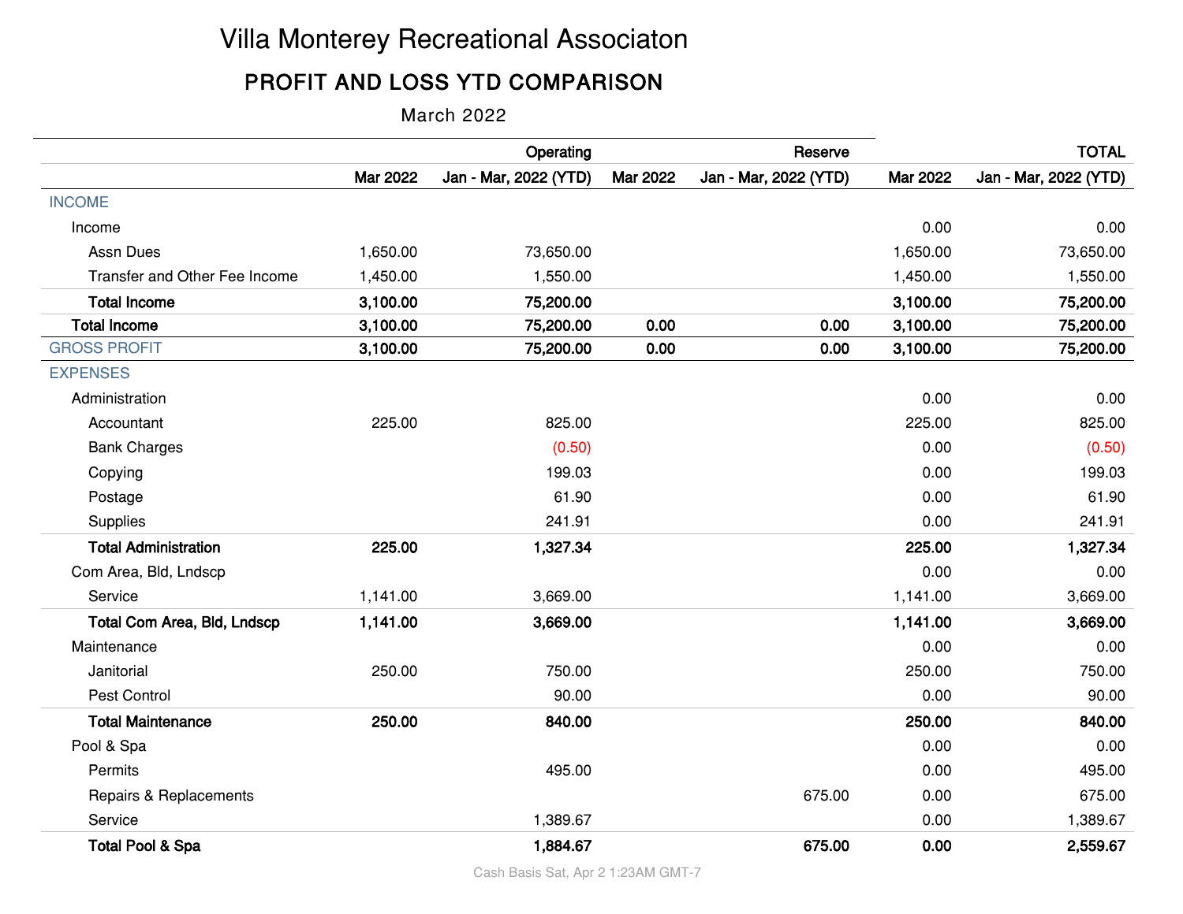# Villa Monterey Recreational Associaton

## PROFIT AND LOSS YTD COMPARISON

March 2022

| | Operating | | Reserve | | TOTAL | |
|---|---|---|---|---|---|---|
| | Mar 2022 | Jan - Mar, 2022 (YTD) | Mar 2022 | Jan - Mar, 2022 (YTD) | Mar 2022 | Jan - Mar, 2022 (YTD) |
| INCOME | | | | | | |
| Income | | | | | 0.00 | 0.00 |
| Assn Dues | 1,650.00 | 73,650.00 | | | 1,650.00 | 73,650.00 |
| Transfer and Other Fee Income | 1,450.00 | 1,550.00 | | | 1,450.00 | 1,550.00 |
| **Total Income** | **3,100.00** | **75,200.00** | | | **3,100.00** | **75,200.00** |
| **Total Income** | **3,100.00** | **75,200.00** | **0.00** | **0.00** | **3,100.00** | **75,200.00** |
| GROSS PROFIT | **3,100.00** | **75,200.00** | **0.00** | **0.00** | **3,100.00** | **75,200.00** |
| EXPENSES | | | | | | |
| Administration | | | | | 0.00 | 0.00 |
| Accountant | 225.00 | 825.00 | | | 225.00 | 825.00 |
| Bank Charges | | (0.50) | | | 0.00 | (0.50) |
| Copying | | 199.03 | | | 0.00 | 199.03 |
| Postage | | 61.90 | | | 0.00 | 61.90 |
| Supplies | | 241.91 | | | 0.00 | 241.91 |
| **Total Administration** | **225.00** | **1,327.34** | | | **225.00** | **1,327.34** |
| Com Area, Bld, Lndscp | | | | | 0.00 | 0.00 |
| Service | 1,141.00 | 3,669.00 | | | 1,141.00 | 3,669.00 |
| **Total Com Area, Bld, Lndscp** | **1,141.00** | **3,669.00** | | | **1,141.00** | **3,669.00** |
| Maintenance | | | | | 0.00 | 0.00 |
| Janitorial | 250.00 | 750.00 | | | 250.00 | 750.00 |
| Pest Control | | 90.00 | | | 0.00 | 90.00 |
| **Total Maintenance** | **250.00** | **840.00** | | | **250.00** | **840.00** |
| Pool & Spa | | | | | 0.00 | 0.00 |
| Permits | | 495.00 | | | 0.00 | 495.00 |
| Repairs & Replacements | | | | 675.00 | 0.00 | 675.00 |
| Service | | 1,389.67 | | | 0.00 | 1,389.67 |
| **Total Pool & Spa** | | **1,884.67** | | **675.00** | **0.00** | **2,559.67** |

Cash Basis Sat, Apr 2 1:23AM GMT-7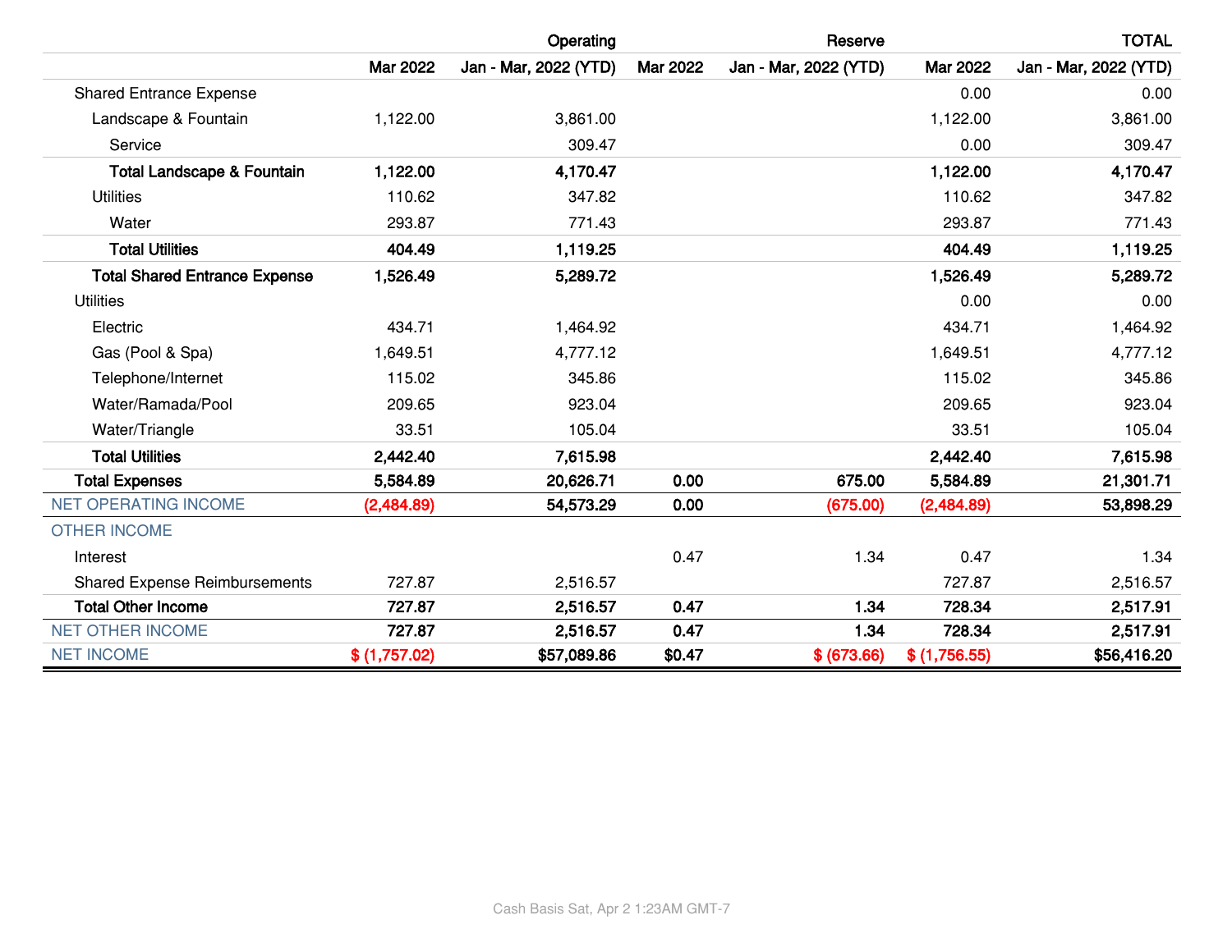| | Operating | | Reserve | | TOTAL | |
|---|---|---|---|---|---|---|
| | Mar 2022 | Jan - Mar, 2022 (YTD) | Mar 2022 | Jan - Mar, 2022 (YTD) | Mar 2022 | Jan - Mar, 2022 (YTD) |
| Shared Entrance Expense | | | | | 0.00 | 0.00 |
| Landscape & Fountain | 1,122.00 | 3,861.00 | | | 1,122.00 | 3,861.00 |
| Service | | 309.47 | | | 0.00 | 309.47 |
| **Total Landscape & Fountain** | **1,122.00** | **4,170.47** | | | **1,122.00** | **4,170.47** |
| Utilities | 110.62 | 347.82 | | | 110.62 | 347.82 |
| Water | 293.87 | 771.43 | | | 293.87 | 771.43 |
| **Total Utilities** | **404.49** | **1,119.25** | | | **404.49** | **1,119.25** |
| **Total Shared Entrance Expense** | **1,526.49** | **5,289.72** | | | **1,526.49** | **5,289.72** |
| Utilities | | | | | 0.00 | 0.00 |
| Electric | 434.71 | 1,464.92 | | | 434.71 | 1,464.92 |
| Gas (Pool & Spa) | 1,649.51 | 4,777.12 | | | 1,649.51 | 4,777.12 |
| Telephone/Internet | 115.02 | 345.86 | | | 115.02 | 345.86 |
| Water/Ramada/Pool | 209.65 | 923.04 | | | 209.65 | 923.04 |
| Water/Triangle | 33.51 | 105.04 | | | 33.51 | 105.04 |
| **Total Utilities** | **2,442.40** | **7,615.98** | | | **2,442.40** | **7,615.98** |
| **Total Expenses** | **5,584.89** | **20,626.71** | **0.00** | **675.00** | **5,584.89** | **21,301.71** |
| NET OPERATING INCOME | (2,484.89) | 54,573.29 | 0.00 | (675.00) | (2,484.89) | 53,898.29 |
| OTHER INCOME | | | | | | |
| Interest | | | 0.47 | 1.34 | 0.47 | 1.34 |
| Shared Expense Reimbursements | 727.87 | 2,516.57 | | | 727.87 | 2,516.57 |
| **Total Other Income** | **727.87** | **2,516.57** | **0.47** | **1.34** | **728.34** | **2,517.91** |
| NET OTHER INCOME | 727.87 | 2,516.57 | 0.47 | 1.34 | 728.34 | 2,517.91 |
| NET INCOME | $ (1,757.02) | $57,089.86 | $0.47 | $ (673.66) | $ (1,756.55) | $56,416.20 |

Cash Basis Sat, Apr 2 1:23AM GMT-7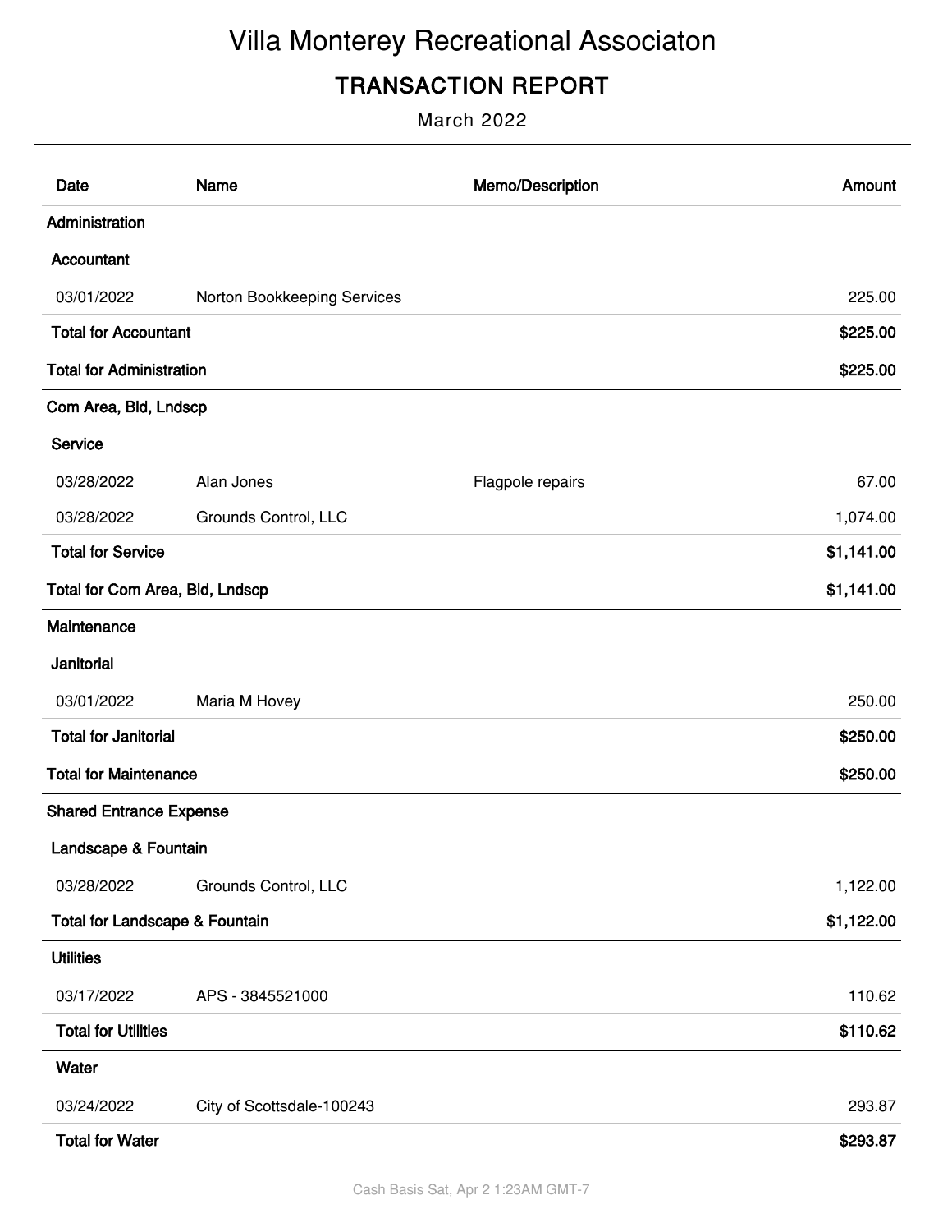# Villa Monterey Recreational Associaton

## TRANSACTION REPORT

March 2022

| Date | Name | Memo/Description | Amount |
|---|---|---|---|
| **Administration** | | | |
| **Accountant** | | | |
| 03/01/2022 | Norton Bookkeeping Services | | 225.00 |
| **Total for Accountant** | | | **$225.00** |
| **Total for Administration** | | | **$225.00** |
| **Com Area, Bld, Lndscp** | | | |
| **Service** | | | |
| 03/28/2022 | Alan Jones | Flagpole repairs | 67.00 |
| 03/28/2022 | Grounds Control, LLC | | 1,074.00 |
| **Total for Service** | | | **$1,141.00** |
| **Total for Com Area, Bld, Lndscp** | | | **$1,141.00** |
| **Maintenance** | | | |
| **Janitorial** | | | |
| 03/01/2022 | Maria M Hovey | | 250.00 |
| **Total for Janitorial** | | | **$250.00** |
| **Total for Maintenance** | | | **$250.00** |
| **Shared Entrance Expense** | | | |
| **Landscape & Fountain** | | | |
| 03/28/2022 | Grounds Control, LLC | | 1,122.00 |
| **Total for Landscape & Fountain** | | | **$1,122.00** |
| **Utilities** | | | |
| 03/17/2022 | APS - 3845521000 | | 110.62 |
| **Total for Utilities** | | | **$110.62** |
| **Water** | | | |
| 03/24/2022 | City of Scottsdale-100243 | | 293.87 |
| **Total for Water** | | | **$293.87** |

Cash Basis Sat, Apr 2 1:23AM GMT-7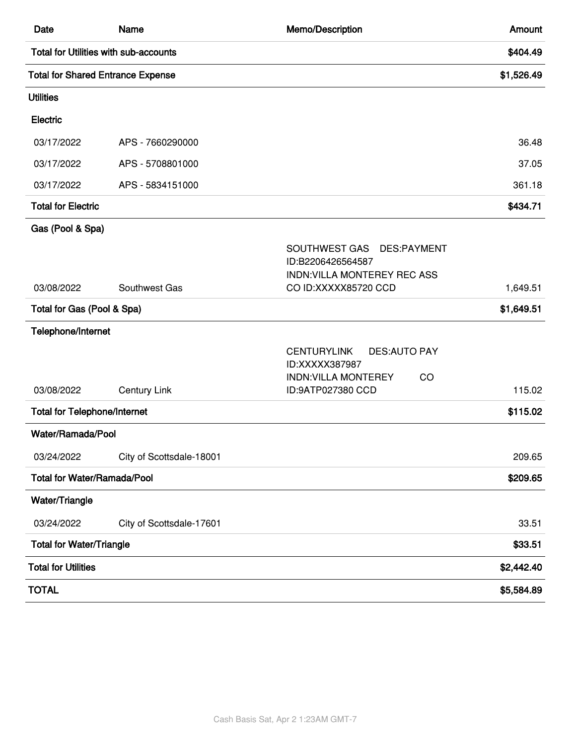| Date | Name | Memo/Description | Amount |
| --- | --- | --- | --- |
| Total for Utilities with sub-accounts | | | $404.49 |
| Total for Shared Entrance Expense | | | $1,526.49 |
| Utilities | | | |
| Electric | | | |
| 03/17/2022 | APS - 7660290000 | | 36.48 |
| 03/17/2022 | APS - 5708801000 | | 37.05 |
| 03/17/2022 | APS - 5834151000 | | 361.18 |
| Total for Electric | | | $434.71 |
| Gas (Pool & Spa) | | | |
| 03/08/2022 | Southwest Gas | SOUTHWEST GAS DES:PAYMENT ID:B2206426564587 INDN:VILLA MONTEREY REC ASS CO ID:XXXXX85720 CCD | 1,649.51 |
| Total for Gas (Pool & Spa) | | | $1,649.51 |
| Telephone/Internet | | | |
| 03/08/2022 | Century Link | CENTURYLINK DES:AUTO PAY ID:XXXXX387987 INDN:VILLA MONTEREY CO ID:9ATP027380 CCD | 115.02 |
| Total for Telephone/Internet | | | $115.02 |
| Water/Ramada/Pool | | | |
| 03/24/2022 | City of Scottsdale-18001 | | 209.65 |
| Total for Water/Ramada/Pool | | | $209.65 |
| Water/Triangle | | | |
| 03/24/2022 | City of Scottsdale-17601 | | 33.51 |
| Total for Water/Triangle | | | $33.51 |
| Total for Utilities | | | $2,442.40 |
| TOTAL | | | $5,584.89 |

Cash Basis Sat, Apr 2 1:23AM GMT-7